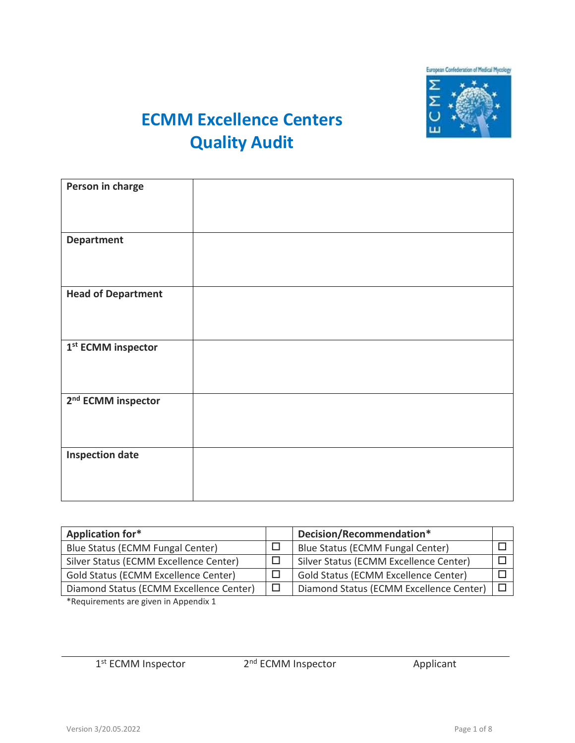# ECMM Excellence Centers
# Quality Audit

| | |
|---|---|
| **Person in charge** | |
| **Department** | |
| **Head of Department** | |
| **1st ECMM inspector** | |
| **2nd ECMM inspector** | |
| **Inspection date** | |

| **Application for*** | | **Decision/Recommendation*** | |
|---|---|---|---|
| Blue Status (ECMM Fungal Center) | ☐ | Blue Status (ECMM Fungal Center) | ☐ |
| Silver Status (ECMM Excellence Center) | ☐ | Silver Status (ECMM Excellence Center) | ☐ |
| Gold Status (ECMM Excellence Center) | ☐ | Gold Status (ECMM Excellence Center) | ☐ |
| Diamond Status (ECMM Excellence Center) | ☐ | Diamond Status (ECMM Excellence Center) | ☐ |

*Requirements are given in Appendix 1

| 1st ECMM Inspector | 2nd ECMM Inspector | Applicant |
|---|---|---|

Version 3/20.05.2022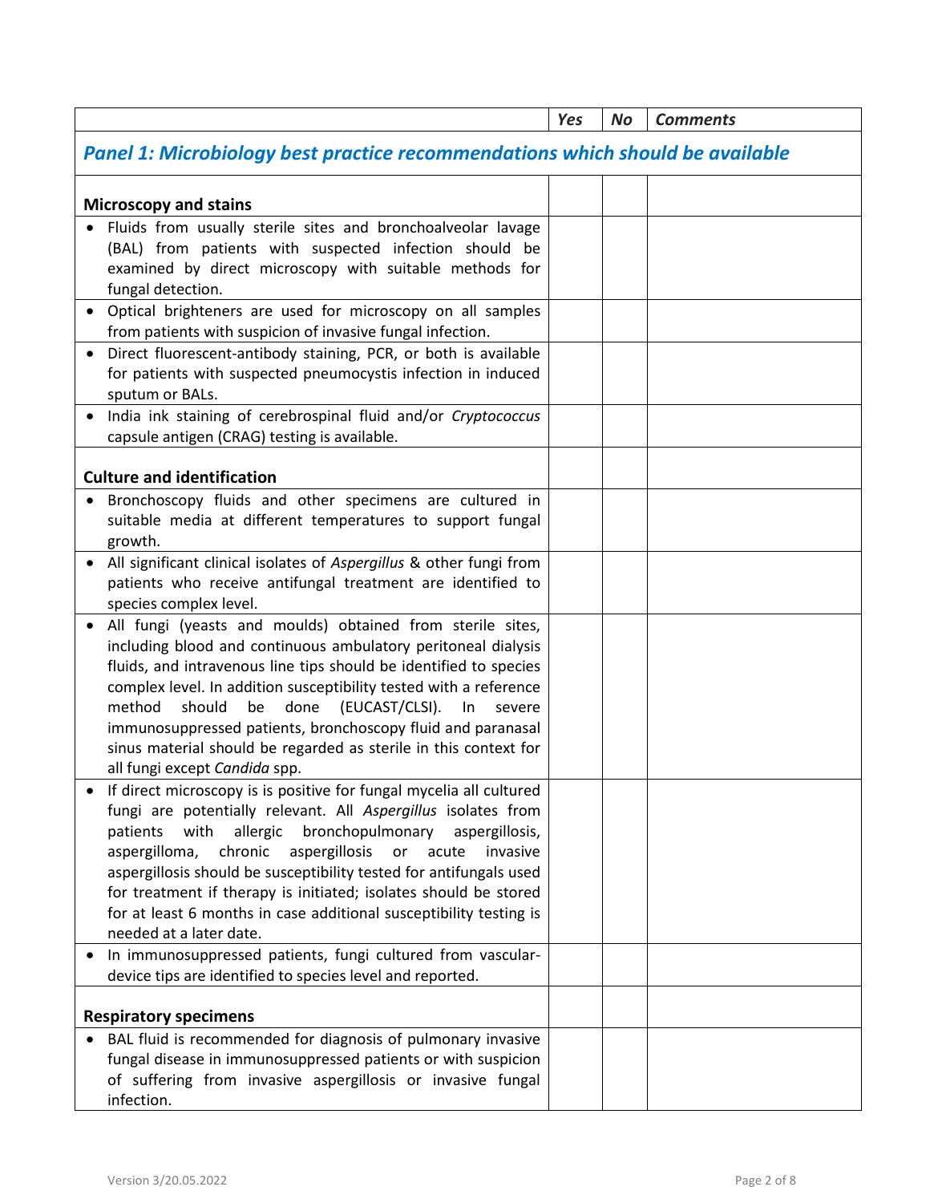| | *Yes* | *No* | *Comments* |
|---|---|---|---|
| ***Panel 1: Microbiology best practice recommendations which should be available*** | | | |
| **Microscopy and stains** | | | |
| • Fluids from usually sterile sites and bronchoalveolar lavage (BAL) from patients with suspected infection should be examined by direct microscopy with suitable methods for fungal detection. | | | |
| • Optical brighteners are used for microscopy on all samples from patients with suspicion of invasive fungal infection. | | | |
| • Direct fluorescent-antibody staining, PCR, or both is available for patients with suspected pneumocystis infection in induced sputum or BALs. | | | |
| • India ink staining of cerebrospinal fluid and/or *Cryptococcus* capsule antigen (CRAG) testing is available. | | | |
| **Culture and identification** | | | |
| • Bronchoscopy fluids and other specimens are cultured in suitable media at different temperatures to support fungal growth. | | | |
| • All significant clinical isolates of *Aspergillus* & other fungi from patients who receive antifungal treatment are identified to species complex level. | | | |
| • All fungi (yeasts and moulds) obtained from sterile sites, including blood and continuous ambulatory peritoneal dialysis fluids, and intravenous line tips should be identified to species complex level. In addition susceptibility tested with a reference method should be done (EUCAST/CLSI). In severe immunosuppressed patients, bronchoscopy fluid and paranasal sinus material should be regarded as sterile in this context for all fungi except *Candida* spp. | | | |
| • If direct microscopy is is positive for fungal mycelia all cultured fungi are potentially relevant. All *Aspergillus* isolates from patients with allergic bronchopulmonary aspergillosis, aspergilloma, chronic aspergillosis or acute invasive aspergillosis should be susceptibility tested for antifungals used for treatment if therapy is initiated; isolates should be stored for at least 6 months in case additional susceptibility testing is needed at a later date. | | | |
| • In immunosuppressed patients, fungi cultured from vascular-device tips are identified to species level and reported. | | | |
| **Respiratory specimens** | | | |
| • BAL fluid is recommended for diagnosis of pulmonary invasive fungal disease in immunosuppressed patients or with suspicion of suffering from invasive aspergillosis or invasive fungal infection. | | | |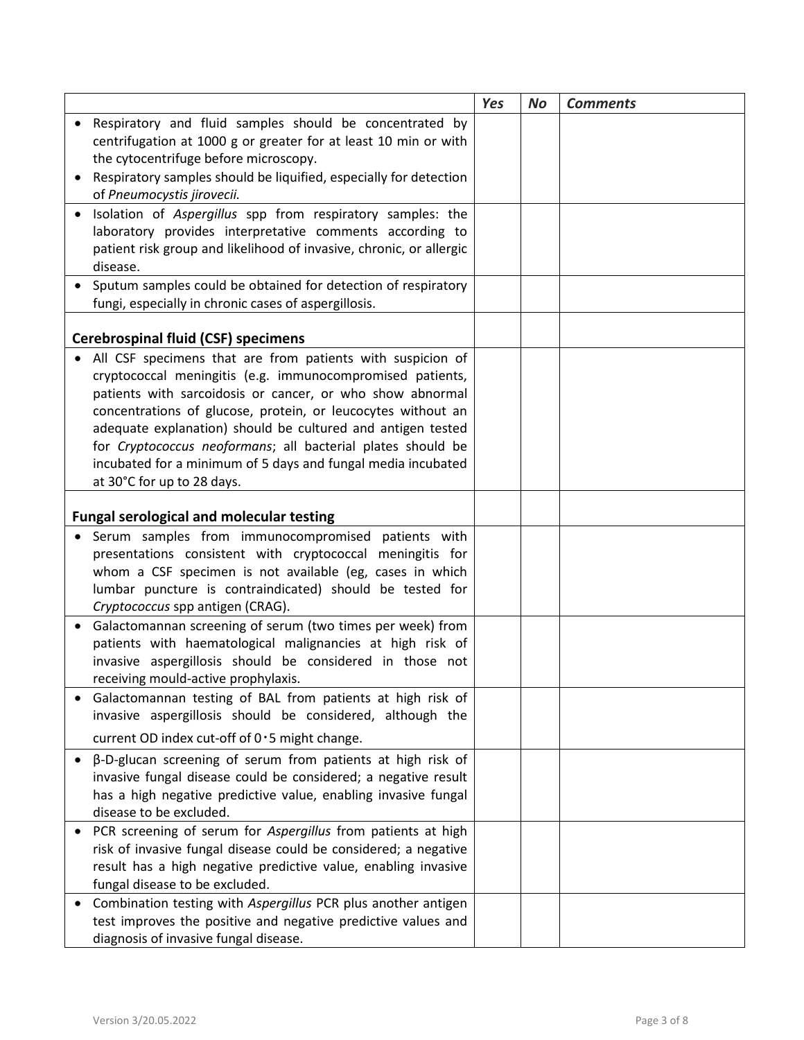| | *Yes* | *No* | *Comments* |
|---|---|---|---|
| • Respiratory and fluid samples should be concentrated by centrifugation at 1000 g or greater for at least 10 min or with the cytocentrifuge before microscopy.<br>• Respiratory samples should be liquified, especially for detection of *Pneumocystis jirovecii.* | | | |
| • Isolation of *Aspergillus* spp from respiratory samples: the laboratory provides interpretative comments according to patient risk group and likelihood of invasive, chronic, or allergic disease. | | | |
| • Sputum samples could be obtained for detection of respiratory fungi, especially in chronic cases of aspergillosis. | | | |
| **Cerebrospinal fluid (CSF) specimens** | | | |
| • All CSF specimens that are from patients with suspicion of cryptococcal meningitis (e.g. immunocompromised patients, patients with sarcoidosis or cancer, or who show abnormal concentrations of glucose, protein, or leucocytes without an adequate explanation) should be cultured and antigen tested for *Cryptococcus neoformans*; all bacterial plates should be incubated for a minimum of 5 days and fungal media incubated at 30°C for up to 28 days. | | | |
| **Fungal serological and molecular testing** | | | |
| • Serum samples from immunocompromised patients with presentations consistent with cryptococcal meningitis for whom a CSF specimen is not available (eg, cases in which lumbar puncture is contraindicated) should be tested for *Cryptococcus* spp antigen (CRAG). | | | |
| • Galactomannan screening of serum (two times per week) from patients with haematological malignancies at high risk of invasive aspergillosis should be considered in those not receiving mould-active prophylaxis. | | | |
| • Galactomannan testing of BAL from patients at high risk of invasive aspergillosis should be considered, although the current OD index cut-off of 0·5 might change. | | | |
| • β-D-glucan screening of serum from patients at high risk of invasive fungal disease could be considered; a negative result has a high negative predictive value, enabling invasive fungal disease to be excluded. | | | |
| • PCR screening of serum for *Aspergillus* from patients at high risk of invasive fungal disease could be considered; a negative result has a high negative predictive value, enabling invasive fungal disease to be excluded. | | | |
| • Combination testing with *Aspergillus* PCR plus another antigen test improves the positive and negative predictive values and diagnosis of invasive fungal disease. | | | |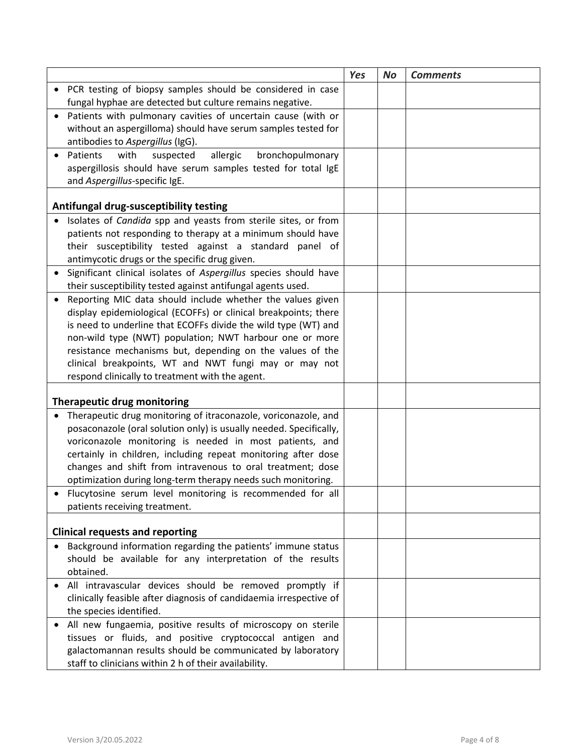| | *Yes* | *No* | *Comments* |
|---|---|---|---|
| • PCR testing of biopsy samples should be considered in case fungal hyphae are detected but culture remains negative. | | | |
| • Patients with pulmonary cavities of uncertain cause (with or without an aspergilloma) should have serum samples tested for antibodies to *Aspergillus* (IgG). | | | |
| • Patients with suspected allergic bronchopulmonary aspergillosis should have serum samples tested for total IgE and *Aspergillus*-specific IgE. | | | |
| **Antifungal drug-susceptibility testing** | | | |
| • Isolates of *Candida* spp and yeasts from sterile sites, or from patients not responding to therapy at a minimum should have their susceptibility tested against a standard panel of antimycotic drugs or the specific drug given. | | | |
| • Significant clinical isolates of *Aspergillus* species should have their susceptibility tested against antifungal agents used. | | | |
| • Reporting MIC data should include whether the values given display epidemiological (ECOFFs) or clinical breakpoints; there is need to underline that ECOFFs divide the wild type (WT) and non-wild type (NWT) population; NWT harbour one or more resistance mechanisms but, depending on the values of the clinical breakpoints, WT and NWT fungi may or may not respond clinically to treatment with the agent. | | | |
| **Therapeutic drug monitoring** | | | |
| • Therapeutic drug monitoring of itraconazole, voriconazole, and posaconazole (oral solution only) is usually needed. Specifically, voriconazole monitoring is needed in most patients, and certainly in children, including repeat monitoring after dose changes and shift from intravenous to oral treatment; dose optimization during long-term therapy needs such monitoring. | | | |
| • Flucytosine serum level monitoring is recommended for all patients receiving treatment. | | | |
| **Clinical requests and reporting** | | | |
| • Background information regarding the patients' immune status should be available for any interpretation of the results obtained. | | | |
| • All intravascular devices should be removed promptly if clinically feasible after diagnosis of candidaemia irrespective of the species identified. | | | |
| • All new fungaemia, positive results of microscopy on sterile tissues or fluids, and positive cryptococcal antigen and galactomannan results should be communicated by laboratory staff to clinicians within 2 h of their availability. | | | |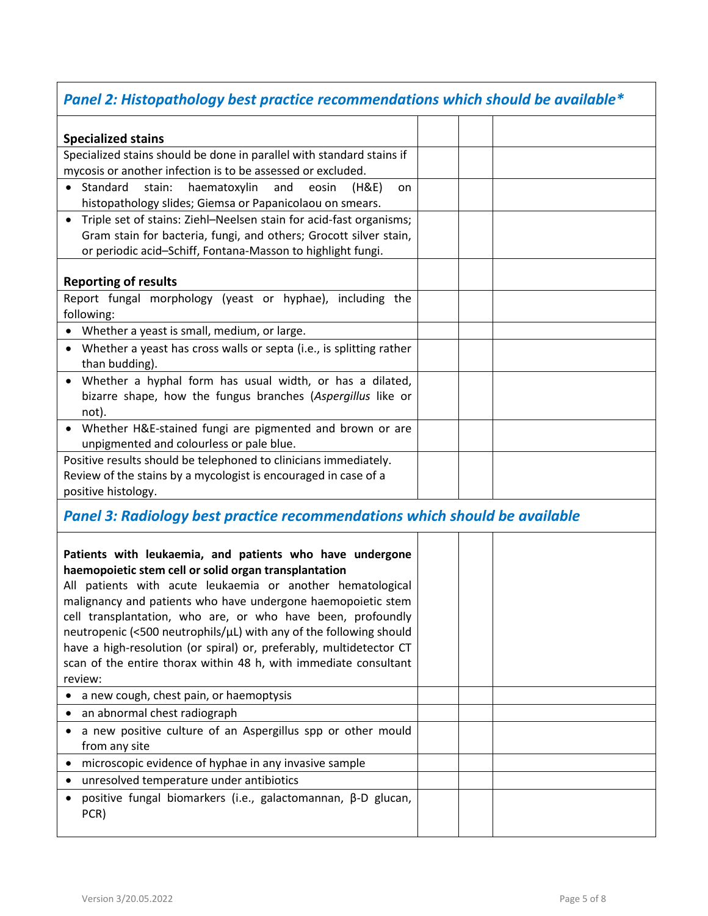## *Panel 2: Histopathology best practice recommendations which should be available**

| | | | |
|---|---|---|---|
| **Specialized stains** | | | |
| Specialized stains should be done in parallel with standard stains if mycosis or another infection is to be assessed or excluded. | | | |
| • Standard stain: haematoxylin and eosin (H&E) on histopathology slides; Giemsa or Papanicolaou on smears. | | | |
| • Triple set of stains: Ziehl–Neelsen stain for acid-fast organisms; Gram stain for bacteria, fungi, and others; Grocott silver stain, or periodic acid–Schiff, Fontana-Masson to highlight fungi. | | | |
| **Reporting of results** | | | |
| Report fungal morphology (yeast or hyphae), including the following: | | | |
| • Whether a yeast is small, medium, or large. | | | |
| • Whether a yeast has cross walls or septa (i.e., is splitting rather than budding). | | | |
| • Whether a hyphal form has usual width, or has a dilated, bizarre shape, how the fungus branches (*Aspergillus* like or not). | | | |
| • Whether H&E-stained fungi are pigmented and brown or are unpigmented and colourless or pale blue. | | | |
| Positive results should be telephoned to clinicians immediately. Review of the stains by a mycologist is encouraged in case of a positive histology. | | | |

## *Panel 3: Radiology best practice recommendations which should be available*

| | | | |
|---|---|---|---|
| **Patients with leukaemia, and patients who have undergone haemopoietic stem cell or solid organ transplantation** All patients with acute leukaemia or another hematological malignancy and patients who have undergone haemopoietic stem cell transplantation, who are, or who have been, profoundly neutropenic (<500 neutrophils/µL) with any of the following should have a high-resolution (or spiral) or, preferably, multidetector CT scan of the entire thorax within 48 h, with immediate consultant review: | | | |
| • a new cough, chest pain, or haemoptysis | | | |
| • an abnormal chest radiograph | | | |
| • a new positive culture of an Aspergillus spp or other mould from any site | | | |
| • microscopic evidence of hyphae in any invasive sample | | | |
| • unresolved temperature under antibiotics | | | |
| • positive fungal biomarkers (i.e., galactomannan, β-D glucan, PCR) | | | |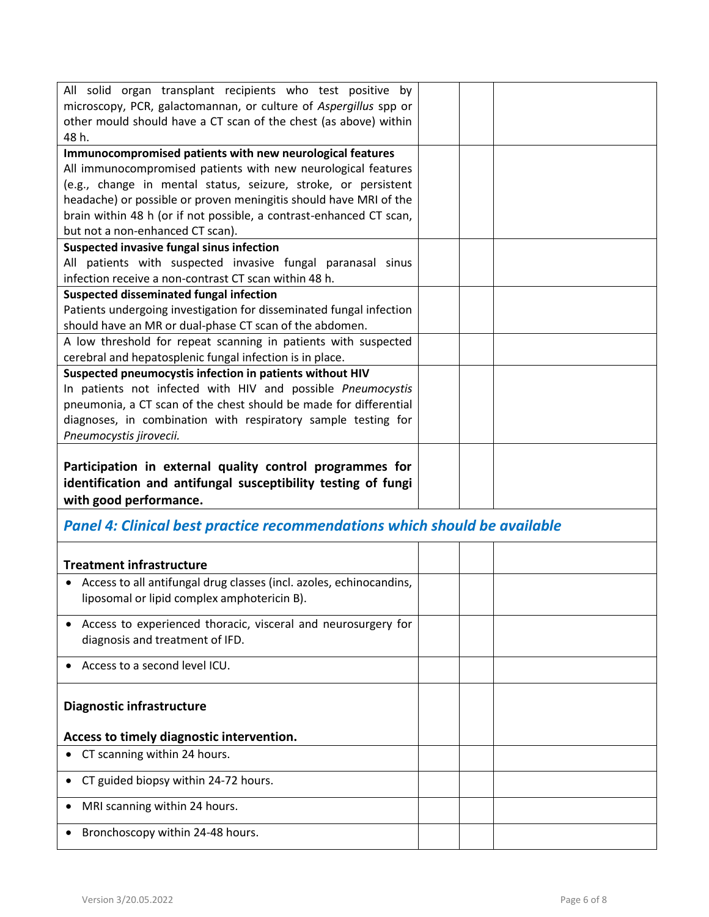| | | | |
|---|---|---|---|
| All solid organ transplant recipients who test positive by microscopy, PCR, galactomannan, or culture of *Aspergillus* spp or other mould should have a CT scan of the chest (as above) within 48 h. | | | |
| **Immunocompromised patients with new neurological features** All immunocompromised patients with new neurological features (e.g., change in mental status, seizure, stroke, or persistent headache) or possible or proven meningitis should have MRI of the brain within 48 h (or if not possible, a contrast-enhanced CT scan, but not a non-enhanced CT scan). | | | |
| **Suspected invasive fungal sinus infection** All patients with suspected invasive fungal paranasal sinus infection receive a non-contrast CT scan within 48 h. | | | |
| **Suspected disseminated fungal infection** Patients undergoing investigation for disseminated fungal infection should have an MR or dual-phase CT scan of the abdomen. | | | |
| A low threshold for repeat scanning in patients with suspected cerebral and hepatosplenic fungal infection is in place. | | | |
| **Suspected pneumocystis infection in patients without HIV** In patients not infected with HIV and possible *Pneumocystis* pneumonia, a CT scan of the chest should be made for differential diagnoses, in combination with respiratory sample testing for *Pneumocystis jirovecii.* | | | |
| **Participation in external quality control programmes for identification and antifungal susceptibility testing of fungi with good performance.** | | | |

## *Panel 4: Clinical best practice recommendations which should be available*

| | | | |
|---|---|---|---|
| **Treatment infrastructure** | | | |
| • Access to all antifungal drug classes (incl. azoles, echinocandins, liposomal or lipid complex amphotericin B). | | | |
| • Access to experienced thoracic, visceral and neurosurgery for diagnosis and treatment of IFD. | | | |
| • Access to a second level ICU. | | | |
| **Diagnostic infrastructure** **Access to timely diagnostic intervention.** | | | |
| • CT scanning within 24 hours. | | | |
| • CT guided biopsy within 24-72 hours. | | | |
| • MRI scanning within 24 hours. | | | |
| • Bronchoscopy within 24-48 hours. | | | |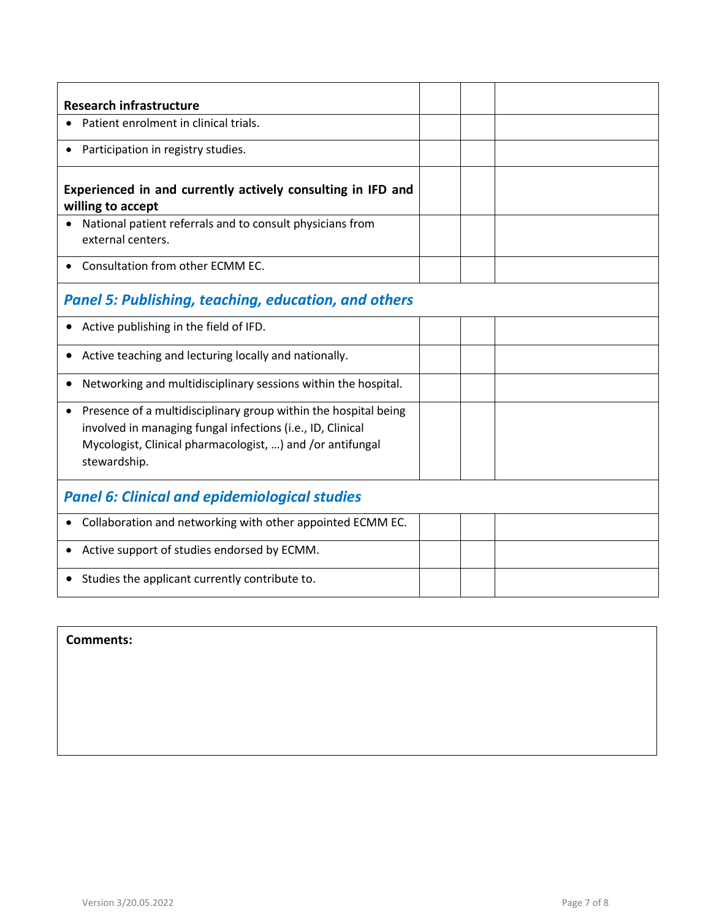| | | | |
|---|---|---|---|
| **Research infrastructure** | | | |
| • Patient enrolment in clinical trials. | | | |
| • Participation in registry studies. | | | |
| **Experienced in and currently actively consulting in IFD and willing to accept** | | | |
| • National patient referrals and to consult physicians from external centers. | | | |
| • Consultation from other ECMM EC. | | | |
| ***Panel 5: Publishing, teaching, education, and others*** | | | |
| • Active publishing in the field of IFD. | | | |
| • Active teaching and lecturing locally and nationally. | | | |
| • Networking and multidisciplinary sessions within the hospital. | | | |
| • Presence of a multidisciplinary group within the hospital being involved in managing fungal infections (i.e., ID, Clinical Mycologist, Clinical pharmacologist, …) and /or antifungal stewardship. | | | |
| ***Panel 6: Clinical and epidemiological studies*** | | | |
| • Collaboration and networking with other appointed ECMM EC. | | | |
| • Active support of studies endorsed by ECMM. | | | |
| • Studies the applicant currently contribute to. | | | |

| **Comments:** |
|---|
| |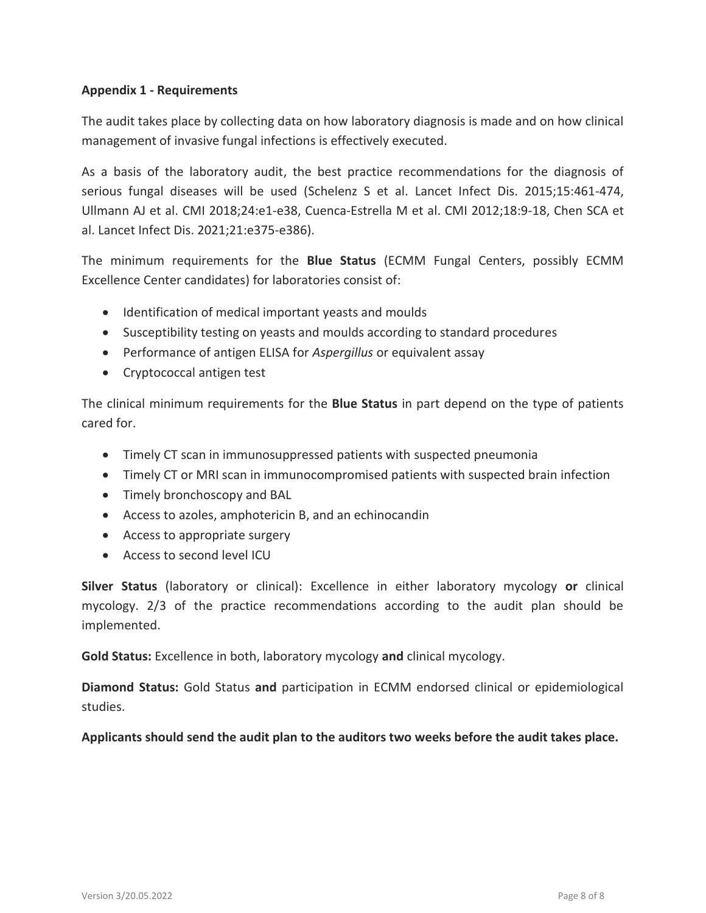**Appendix 1 - Requirements**

The audit takes place by collecting data on how laboratory diagnosis is made and on how clinical management of invasive fungal infections is effectively executed.

As a basis of the laboratory audit, the best practice recommendations for the diagnosis of serious fungal diseases will be used (Schelenz S et al. Lancet Infect Dis. 2015;15:461-474, Ullmann AJ et al. CMI 2018;24:e1-e38, Cuenca-Estrella M et al. CMI 2012;18:9-18, Chen SCA et al. Lancet Infect Dis. 2021;21:e375-e386).

The minimum requirements for the **Blue Status** (ECMM Fungal Centers, possibly ECMM Excellence Center candidates) for laboratories consist of:

- Identification of medical important yeasts and moulds
- Susceptibility testing on yeasts and moulds according to standard procedures
- Performance of antigen ELISA for *Aspergillus* or equivalent assay
- Cryptococcal antigen test

The clinical minimum requirements for the **Blue Status** in part depend on the type of patients cared for.

- Timely CT scan in immunosuppressed patients with suspected pneumonia
- Timely CT or MRI scan in immunocompromised patients with suspected brain infection
- Timely bronchoscopy and BAL
- Access to azoles, amphotericin B, and an echinocandin
- Access to appropriate surgery
- Access to second level ICU

**Silver Status** (laboratory or clinical): Excellence in either laboratory mycology **or** clinical mycology. 2/3 of the practice recommendations according to the audit plan should be implemented.

**Gold Status:** Excellence in both, laboratory mycology **and** clinical mycology.

**Diamond Status:** Gold Status **and** participation in ECMM endorsed clinical or epidemiological studies.

**Applicants should send the audit plan to the auditors two weeks before the audit takes place.**

Version 3/20.05.2022